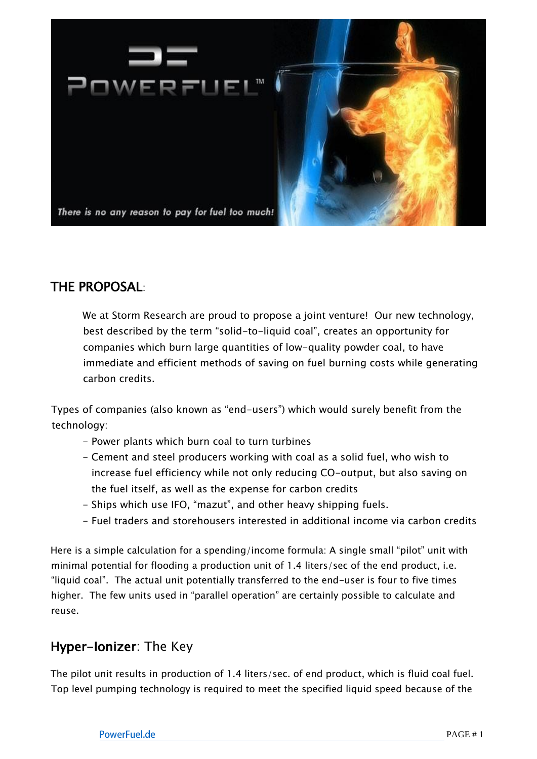POWERFUEL™

*There is no any reason to pay for fuel too much!*

## THE PROPOSAL:

We at Storm Research are proud to propose a joint venture! Our new technology, best described by the term "solid-to-liquid coal", creates an opportunity for companies which burn large quantities of low-quality powder coal, to have immediate and efficient methods of saving on fuel burning costs while generating carbon credits.

Types of companies (also known as "end-users") which would surely benefit from the technology:

- Power plants which burn coal to turn turbines
- Cement and steel producers working with coal as a solid fuel, who wish to increase fuel efficiency while not only reducing CO-output, but also saving on the fuel itself, as well as the expense for carbon credits
- Ships which use IFO, "mazut", and other heavy shipping fuels.
- Fuel traders and storehousers interested in additional income via carbon credits

Here is a simple calculation for a spending/income formula: A single small "pilot" unit with minimal potential for flooding a production unit of 1.4 liters/sec of the end product, i.e. "liquid coal". The actual unit potentially transferred to the end-user is four to five times higher. The few units used in "parallel operation" are certainly possible to calculate and reuse.

## Hyper-Ionizer: The Key

The pilot unit results in production of 1.4 liters/sec. of end product, which is fluid coal fuel. Top level pumping technology is required to meet the specified liquid speed because of the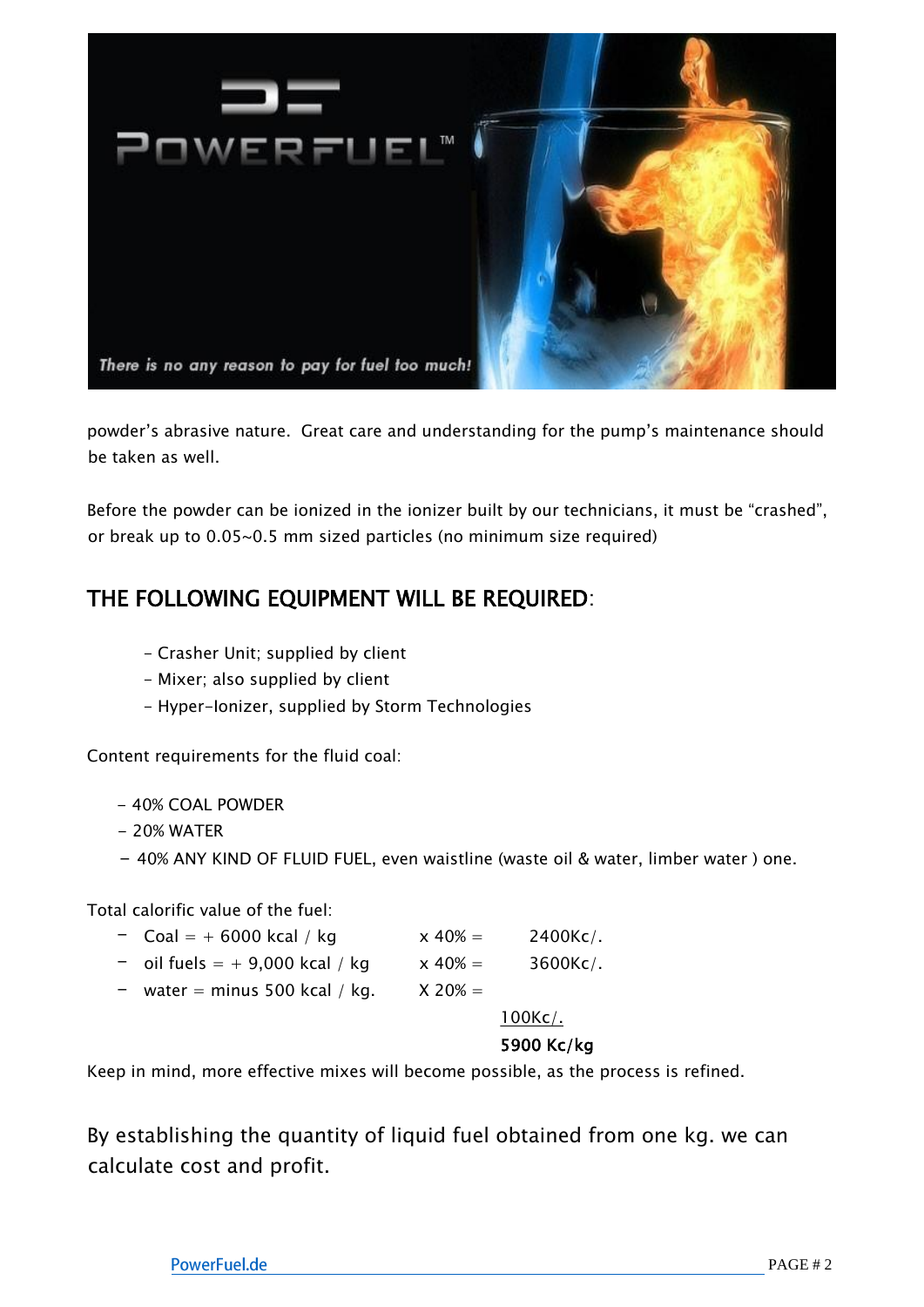powder's abrasive nature. Great care and understanding for the pump's maintenance should be taken as well.

Before the powder can be ionized in the ionizer built by our technicians, it must be "crashed", or break up to 0.05~0.5 mm sized particles (no minimum size required)

## THE FOLLOWING EQUIPMENT WILL BE REQUIRED:

- Crasher Unit; supplied by client
- Mixer; also supplied by client
- Hyper-Ionizer, supplied by Storm Technologies

Content requirements for the fluid coal:

- 40% COAL POWDER
- 20% WATER
- 40% ANY KIND OF FLUID FUEL, even waistline (waste oil & water, limber water ) one.

Total calorific value of the fuel:

| | | |
|---|---|---|
| − Coal = + 6000 kcal / kg | x 40% = | 2400Kc/. |
| − oil fuels = + 9,000 kcal / kg | x 40% = | 3600Kc/. |
| − water = minus 500 kcal / kg. | X 20% = | |
| | | 100Kc/. |
| | | **5900 Kc/kg** |

Keep in mind, more effective mixes will become possible, as the process is refined.

By establishing the quantity of liquid fuel obtained from one kg. we can calculate cost and profit.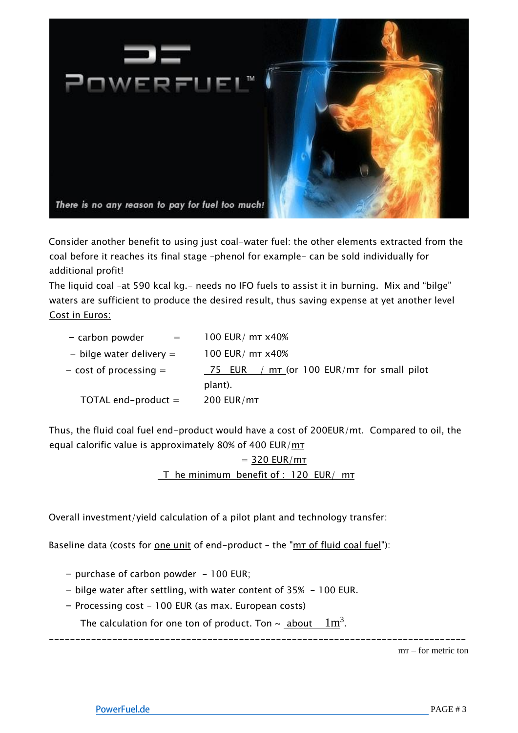Consider another benefit to using just coal-water fuel: the other elements extracted from the coal before it reaches its final stage -phenol for example- can be sold individually for additional profit!

The liquid coal -at 590 kcal kg.- needs no IFO fuels to assist it in burning. Mix and "bilge" waters are sufficient to produce the desired result, thus saving expense at yet another level

Cost in Euros:

| | |
|---|---|
| – carbon powder = | 100 EUR/ mт x40% |
| – bilge water delivery = | 100 EUR/ mт x40% |
| – cost of processing = | 75 EUR / mт (or 100 EUR/mт for small pilot plant). |
| TOTAL end-product = | 200 EUR/mт |

Thus, the fluid coal fuel end-product would have a cost of 200EUR/mt. Compared to oil, the equal calorific value is approximately 80% of 400 EUR/mт

= 320 EUR/mт

The minimum benefit of : 120 EUR/ mт

Overall investment/yield calculation of a pilot plant and technology transfer:

Baseline data (costs for one unit of end-product - the "mт of fluid coal fuel"):

- purchase of carbon powder - 100 EUR;
- bilge water after settling, with water content of 35% - 100 EUR.
- Processing cost - 100 EUR (as max. European costs)

The calculation for one ton of product. Ton ~ about $1m^3$.

mт – for metric ton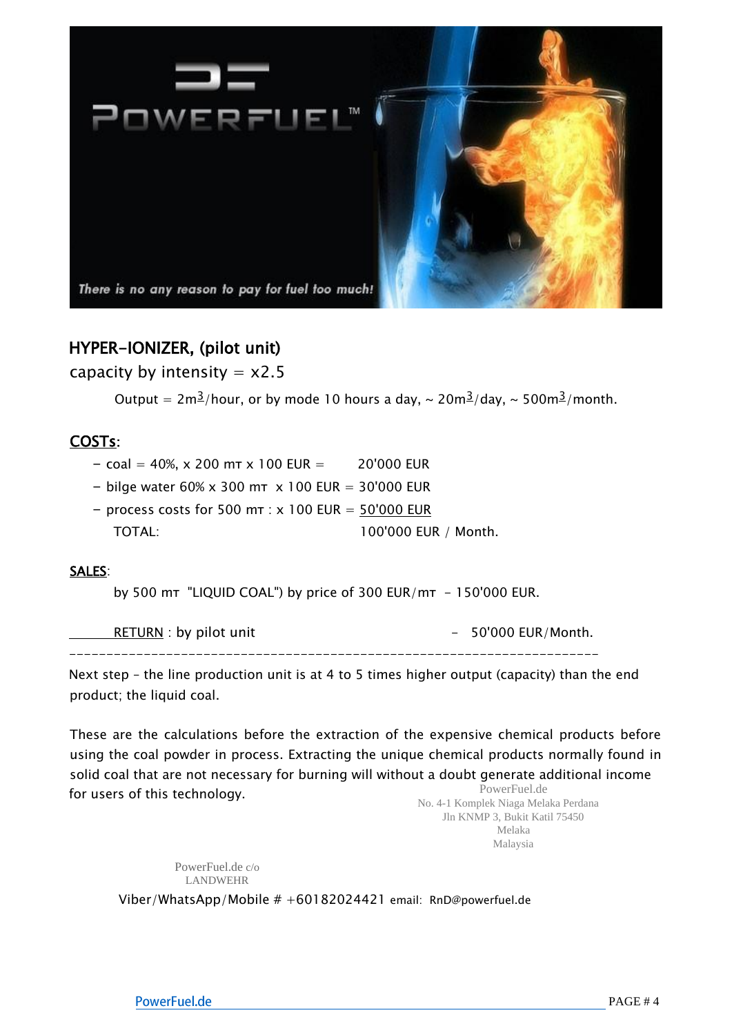POWERFUEL™

*There is no any reason to pay for fuel too much!*

## HYPER-IONIZER, (pilot unit)

capacity by intensity = x2.5

Output = 2m$^3$/hour, or by mode 10 hours a day, ~ 20m$^3$/day, ~ 500m$^3$/month.

### COSTs:

- coal = 40%, x 200 mт x 100 EUR = 20'000 EUR
- bilge water 60% x 300 mт x 100 EUR = 30'000 EUR
- process costs for 500 mт : x 100 EUR = 50'000 EUR

TOTAL: 100'000 EUR / Month.

### SALES:

by 500 mт "LIQUID COAL") by price of 300 EUR/mт - 150'000 EUR.

RETURN : by pilot unit - 50'000 EUR/Month.

---

Next step - the line production unit is at 4 to 5 times higher output (capacity) than the end product; the liquid coal.

These are the calculations before the extraction of the expensive chemical products before using the coal powder in process. Extracting the unique chemical products normally found in solid coal that are not necessary for burning will without a doubt generate additional income for users of this technology.

PowerFuel.de
No. 4-1 Komplek Niaga Melaka Perdana
Jln KNMP 3, Bukit Katil 75450
Melaka
Malaysia

PowerFuel.de c/o
LANDWEHR

Viber/WhatsApp/Mobile # +60182024421 email: RnD@powerfuel.de